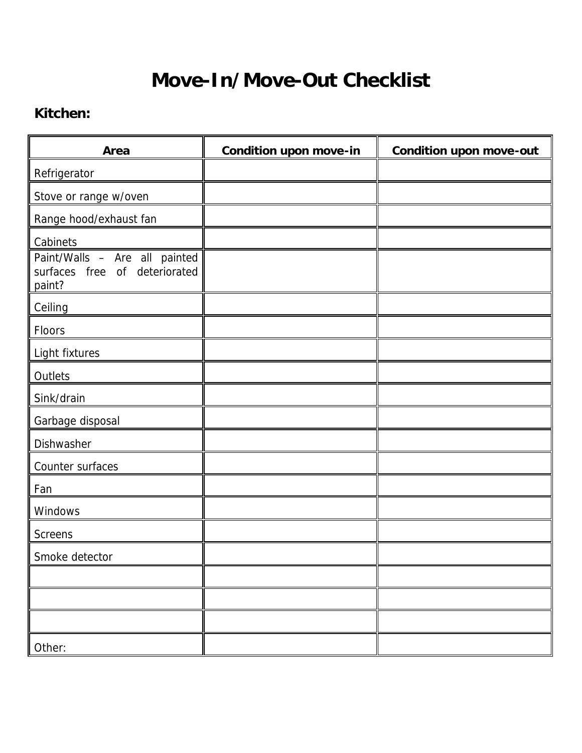# Move-In/Move-Out Checklist

**Kitchen:**

| Area | Condition upon move-in | Condition upon move-out |
|---|---|---|
| Refrigerator | | |
| Stove or range w/oven | | |
| Range hood/exhaust fan | | |
| Cabinets | | |
| Paint/Walls – Are all painted surfaces free of deteriorated paint? | | |
| Ceiling | | |
| Floors | | |
| Light fixtures | | |
| Outlets | | |
| Sink/drain | | |
| Garbage disposal | | |
| Dishwasher | | |
| Counter surfaces | | |
| Fan | | |
| Windows | | |
| Screens | | |
| Smoke detector | | |
| | | |
| | | |
| | | |
| Other: | | |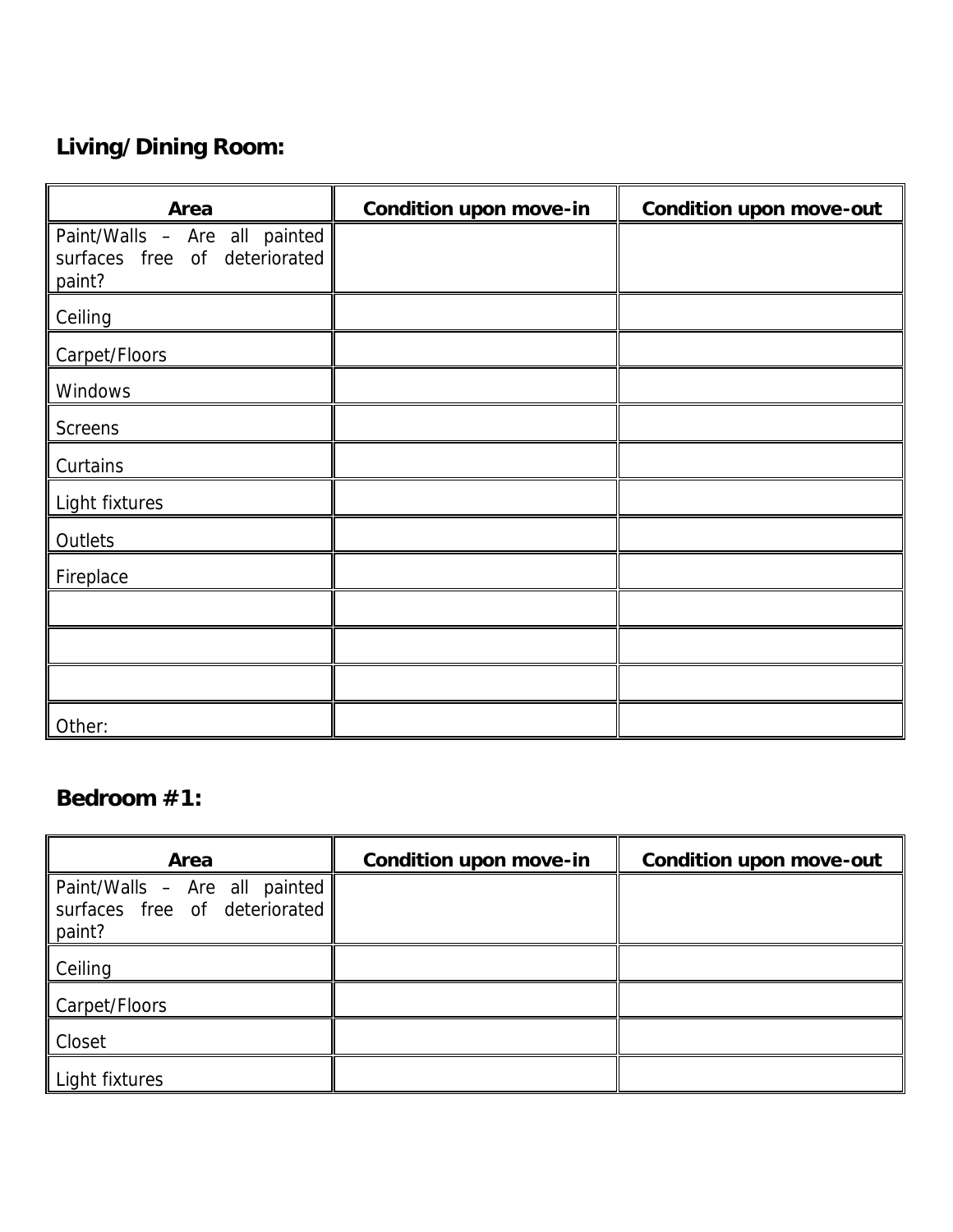**Living/Dining Room:**

| Area | Condition upon move-in | Condition upon move-out |
|---|---|---|
| Paint/Walls – Are all painted surfaces free of deteriorated paint? | | |
| Ceiling | | |
| Carpet/Floors | | |
| Windows | | |
| Screens | | |
| Curtains | | |
| Light fixtures | | |
| Outlets | | |
| Fireplace | | |
| | | |
| | | |
| | | |
| Other: | | |

**Bedroom #1:**

| Area | Condition upon move-in | Condition upon move-out |
|---|---|---|
| Paint/Walls – Are all painted surfaces free of deteriorated paint? | | |
| Ceiling | | |
| Carpet/Floors | | |
| Closet | | |
| Light fixtures | | |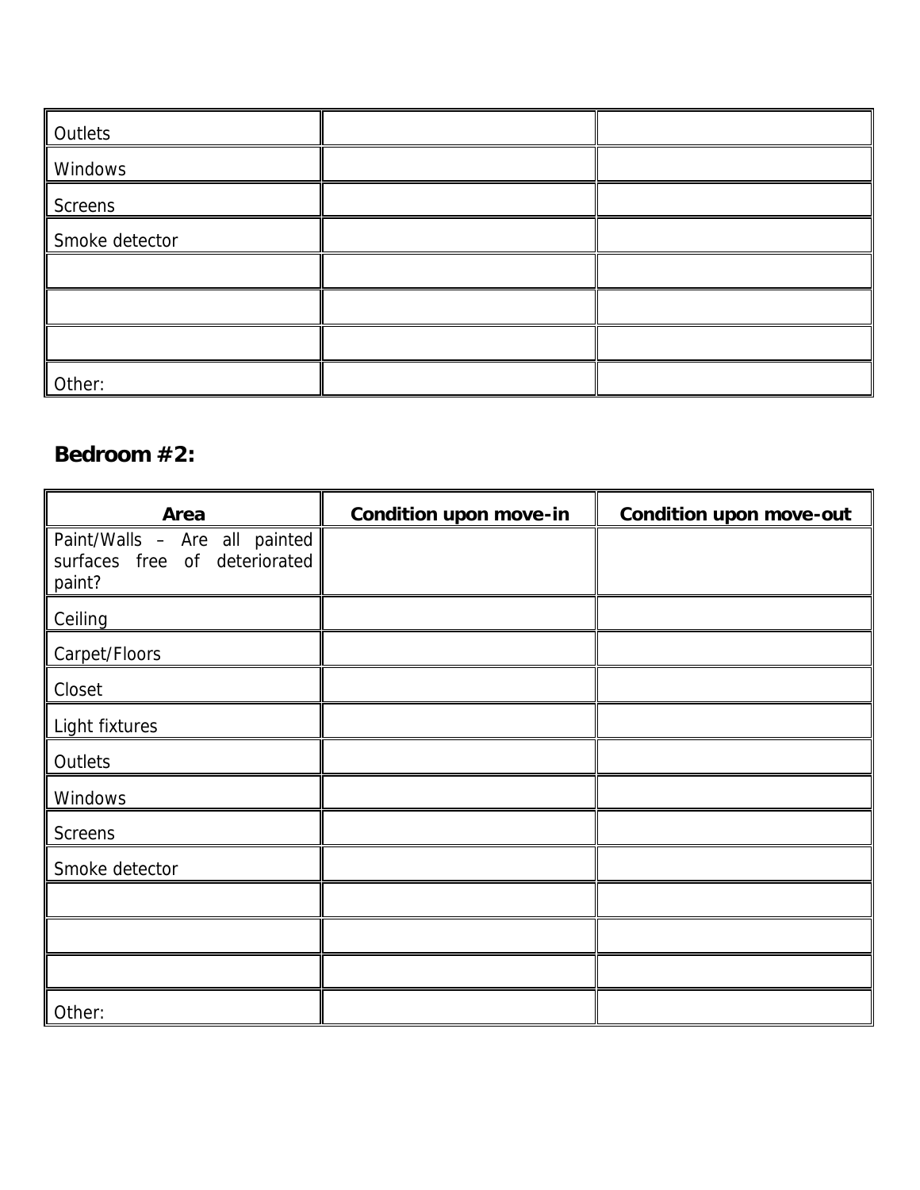| | | |
|---|---|---|
| Outlets | | |
| Windows | | |
| Screens | | |
| Smoke detector | | |
| | | |
| | | |
| | | |
| Other: | | |

## Bedroom #2:

| Area | Condition upon move-in | Condition upon move-out |
|---|---|---|
| Paint/Walls – Are all painted surfaces free of deteriorated paint? | | |
| Ceiling | | |
| Carpet/Floors | | |
| Closet | | |
| Light fixtures | | |
| Outlets | | |
| Windows | | |
| Screens | | |
| Smoke detector | | |
| | | |
| | | |
| | | |
| Other: | | |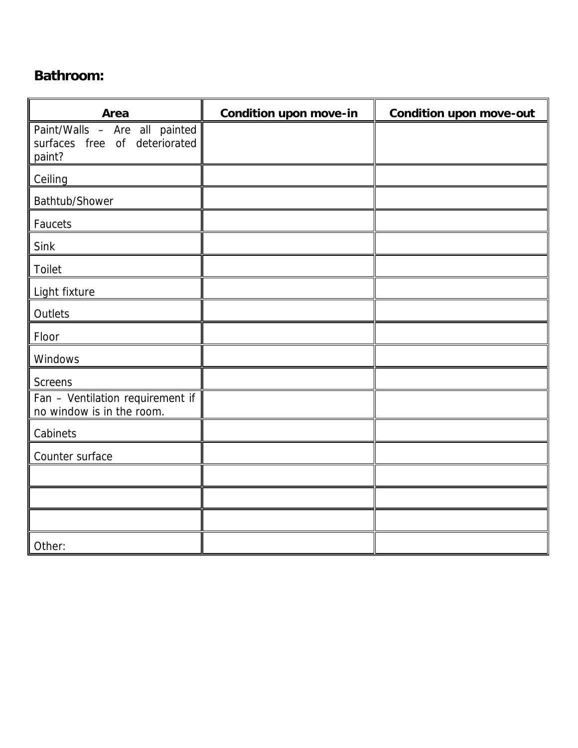**Bathroom:**

| Area | Condition upon move-in | Condition upon move-out |
|---|---|---|
| Paint/Walls – Are all painted surfaces free of deteriorated paint? | | |
| Ceiling | | |
| Bathtub/Shower | | |
| Faucets | | |
| Sink | | |
| Toilet | | |
| Light fixture | | |
| Outlets | | |
| Floor | | |
| Windows | | |
| Screens | | |
| Fan – Ventilation requirement if no window is in the room. | | |
| Cabinets | | |
| Counter surface | | |
| | | |
| | | |
| | | |
| Other: | | |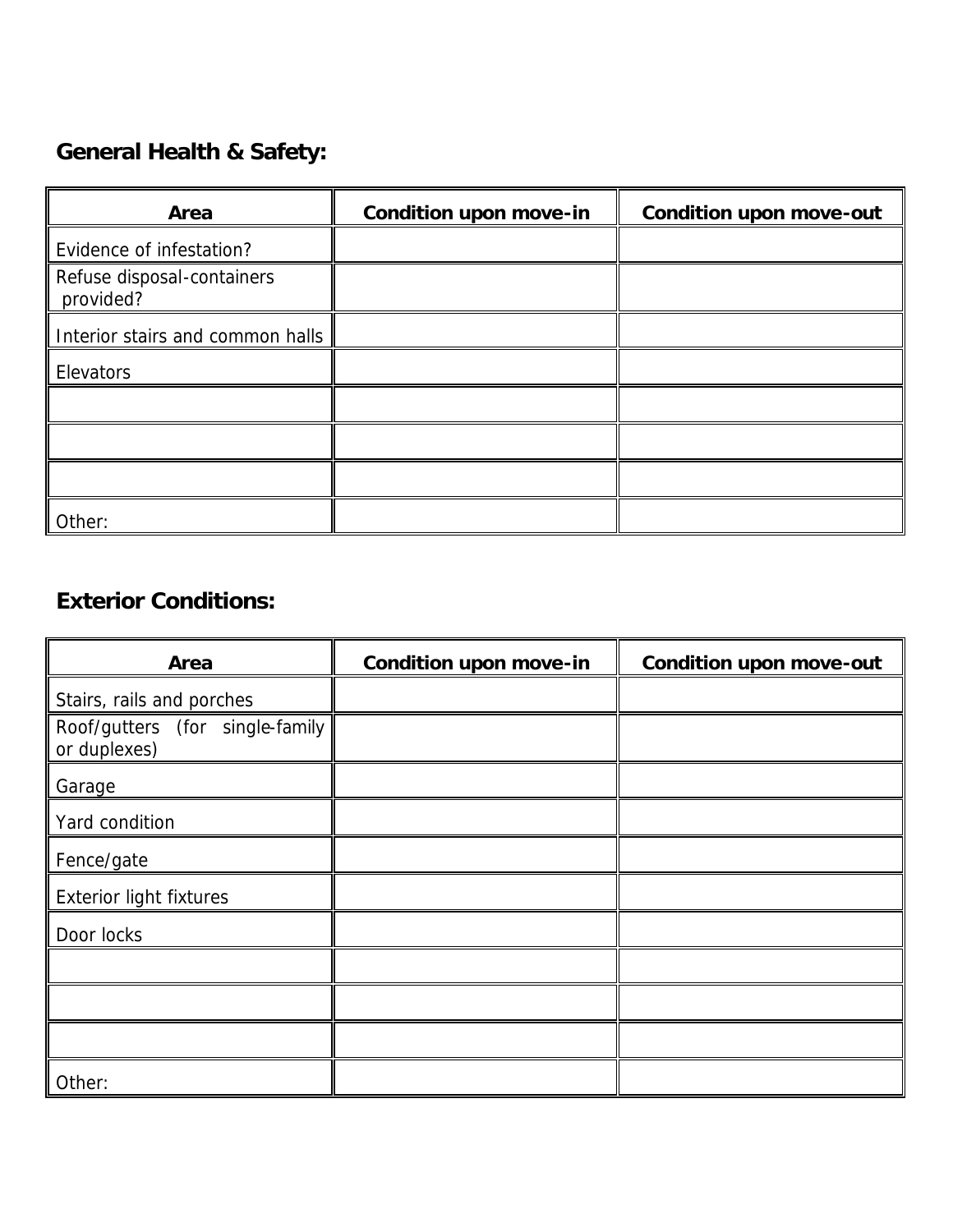## General Health & Safety:

| Area | Condition upon move-in | Condition upon move-out |
| --- | --- | --- |
| Evidence of infestation? | | |
| Refuse disposal-containers provided? | | |
| Interior stairs and common halls | | |
| Elevators | | |
| | | |
| | | |
| | | |
| Other: | | |

## Exterior Conditions:

| Area | Condition upon move-in | Condition upon move-out |
| --- | --- | --- |
| Stairs, rails and porches | | |
| Roof/gutters (for single-family or duplexes) | | |
| Garage | | |
| Yard condition | | |
| Fence/gate | | |
| Exterior light fixtures | | |
| Door locks | | |
| | | |
| | | |
| | | |
| Other: | | |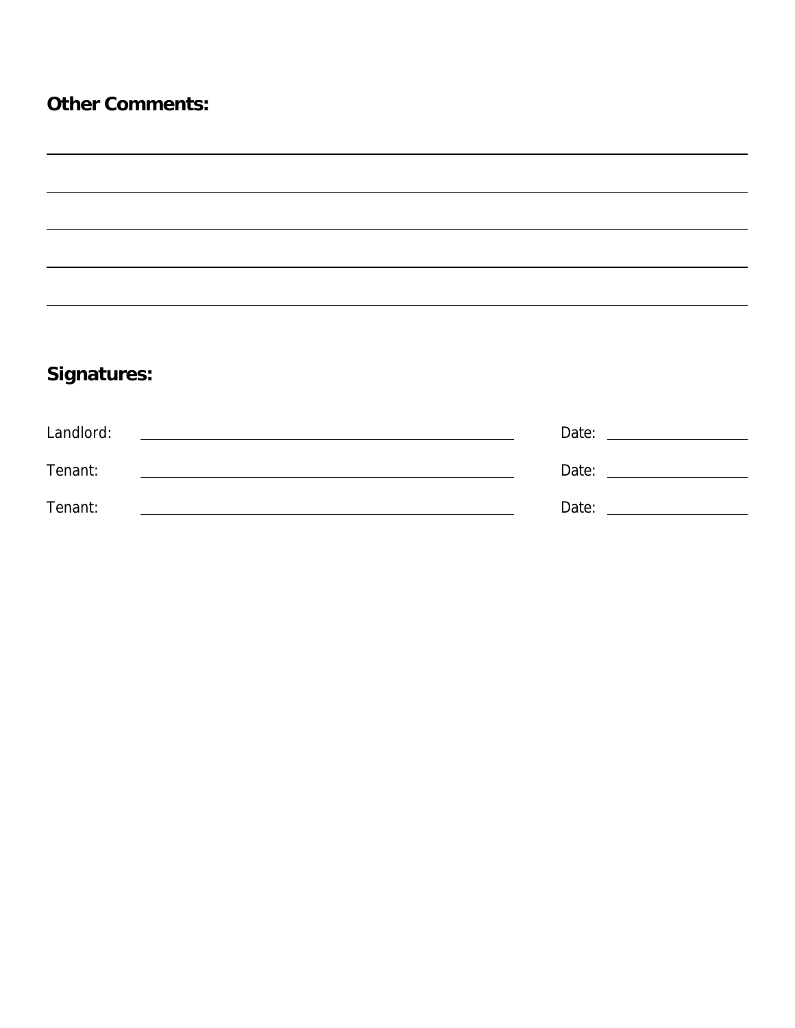**Other Comments:**

\_\_\_\_\_\_\_\_\_\_\_\_\_\_\_\_\_\_\_\_\_\_\_\_\_\_\_\_\_\_\_\_\_\_\_\_\_\_\_\_\_\_\_\_\_\_\_\_\_\_\_\_\_\_\_\_\_\_\_\_\_\_\_\_\_\_\_\_\_\_\_\_

\_\_\_\_\_\_\_\_\_\_\_\_\_\_\_\_\_\_\_\_\_\_\_\_\_\_\_\_\_\_\_\_\_\_\_\_\_\_\_\_\_\_\_\_\_\_\_\_\_\_\_\_\_\_\_\_\_\_\_\_\_\_\_\_\_\_\_\_\_\_\_\_

\_\_\_\_\_\_\_\_\_\_\_\_\_\_\_\_\_\_\_\_\_\_\_\_\_\_\_\_\_\_\_\_\_\_\_\_\_\_\_\_\_\_\_\_\_\_\_\_\_\_\_\_\_\_\_\_\_\_\_\_\_\_\_\_\_\_\_\_\_\_\_\_

\_\_\_\_\_\_\_\_\_\_\_\_\_\_\_\_\_\_\_\_\_\_\_\_\_\_\_\_\_\_\_\_\_\_\_\_\_\_\_\_\_\_\_\_\_\_\_\_\_\_\_\_\_\_\_\_\_\_\_\_\_\_\_\_\_\_\_\_\_\_\_\_

\_\_\_\_\_\_\_\_\_\_\_\_\_\_\_\_\_\_\_\_\_\_\_\_\_\_\_\_\_\_\_\_\_\_\_\_\_\_\_\_\_\_\_\_\_\_\_\_\_\_\_\_\_\_\_\_\_\_\_\_\_\_\_\_\_\_\_\_\_\_\_\_

**Signatures:**

Landlord: \_\_\_\_\_\_\_\_\_\_\_\_\_\_\_\_\_\_\_\_\_\_\_\_\_\_\_\_\_\_\_\_\_\_\_\_\_\_ Date: \_\_\_\_\_\_\_\_\_\_\_\_\_\_\_

Tenant: \_\_\_\_\_\_\_\_\_\_\_\_\_\_\_\_\_\_\_\_\_\_\_\_\_\_\_\_\_\_\_\_\_\_\_\_\_\_ Date: \_\_\_\_\_\_\_\_\_\_\_\_\_\_\_

Tenant: \_\_\_\_\_\_\_\_\_\_\_\_\_\_\_\_\_\_\_\_\_\_\_\_\_\_\_\_\_\_\_\_\_\_\_\_\_\_ Date: \_\_\_\_\_\_\_\_\_\_\_\_\_\_\_